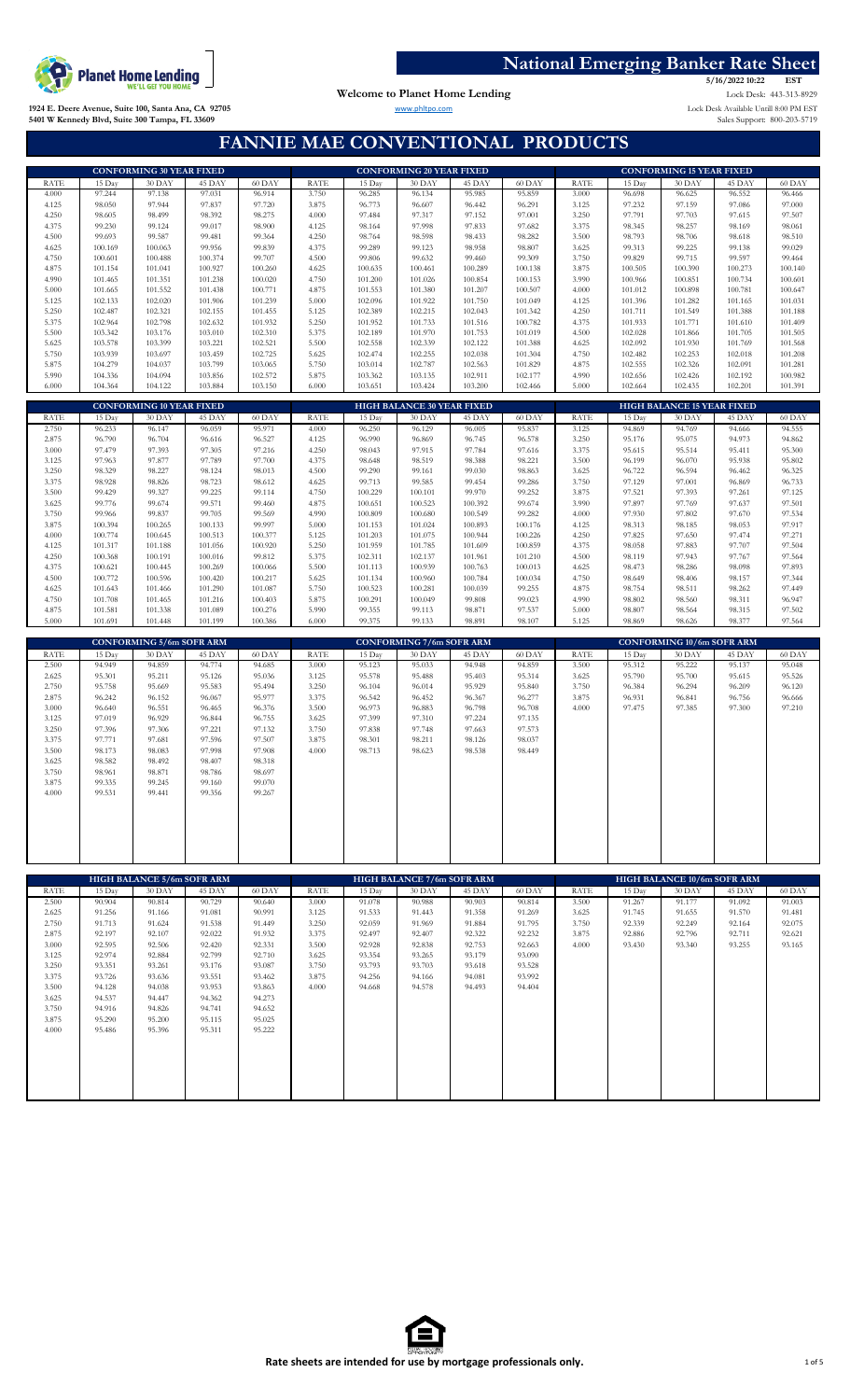# National Emerging Banker Rate Sheet

**5/16/2022 10:22 EST**

**Welcome to Planet Home Lending**

www.phltpo.com

Lock Desk: 443-313-8929
Lock Desk Available Untill 8:00 PM EST
Sales Support: 800-203-5719

1924 E. Deere Avenue, Suite 100, Santa Ana, CA 92705
5401 W Kennedy Blvd, Suite 300 Tampa, FL 33609

## FANNIE MAE CONVENTIONAL PRODUCTS

### CONFORMING 30 YEAR FIXED

| RATE | 15 Day | 30 DAY | 45 DAY | 60 DAY |
|---|---|---|---|---|
| 4.000 | 97.244 | 97.138 | 97.031 | 96.914 |
| 4.125 | 98.050 | 97.944 | 97.837 | 97.720 |
| 4.250 | 98.605 | 98.499 | 98.392 | 98.275 |
| 4.375 | 99.230 | 99.124 | 99.017 | 98.900 |
| 4.500 | 99.693 | 99.587 | 99.481 | 99.364 |
| 4.625 | 100.169 | 100.063 | 99.956 | 99.839 |
| 4.750 | 100.601 | 100.488 | 100.374 | 99.707 |
| 4.875 | 101.154 | 101.041 | 100.927 | 100.260 |
| 4.990 | 101.465 | 101.351 | 101.238 | 100.020 |
| 5.000 | 101.665 | 101.552 | 101.438 | 100.771 |
| 5.125 | 102.133 | 102.020 | 101.906 | 101.239 |
| 5.250 | 102.487 | 102.321 | 102.155 | 101.455 |
| 5.375 | 102.964 | 102.798 | 102.632 | 101.932 |
| 5.500 | 103.342 | 103.176 | 103.010 | 102.310 |
| 5.625 | 103.578 | 103.399 | 103.221 | 102.521 |
| 5.750 | 103.939 | 103.697 | 103.459 | 102.725 |
| 5.875 | 104.279 | 104.037 | 103.799 | 103.065 |
| 5.990 | 104.336 | 104.094 | 103.856 | 102.572 |
| 6.000 | 104.364 | 104.122 | 103.884 | 103.150 |

### CONFORMING 20 YEAR FIXED

| RATE | 15 Day | 30 DAY | 45 DAY | 60 DAY |
|---|---|---|---|---|
| 3.750 | 96.285 | 96.134 | 95.985 | 95.859 |
| 3.875 | 96.773 | 96.607 | 96.442 | 96.291 |
| 4.000 | 97.484 | 97.317 | 97.152 | 97.001 |
| 4.125 | 98.164 | 97.998 | 97.833 | 97.682 |
| 4.250 | 98.764 | 98.598 | 98.433 | 98.282 |
| 4.375 | 99.289 | 99.123 | 98.958 | 98.807 |
| 4.500 | 99.806 | 99.632 | 99.460 | 99.309 |
| 4.625 | 100.635 | 100.461 | 100.289 | 100.138 |
| 4.750 | 101.200 | 101.026 | 100.854 | 100.153 |
| 4.875 | 101.553 | 101.380 | 101.207 | 100.507 |
| 5.000 | 102.096 | 101.922 | 101.750 | 101.049 |
| 5.125 | 102.389 | 102.215 | 102.043 | 101.342 |
| 5.250 | 101.952 | 101.733 | 101.516 | 100.782 |
| 5.375 | 102.189 | 101.970 | 101.753 | 101.019 |
| 5.500 | 102.558 | 102.339 | 102.122 | 101.388 |
| 5.625 | 102.474 | 102.255 | 102.038 | 101.304 |
| 5.750 | 103.014 | 102.787 | 102.563 | 101.829 |
| 5.875 | 103.362 | 103.135 | 102.911 | 102.177 |
| 6.000 | 103.651 | 103.424 | 103.200 | 102.466 |

### CONFORMING 15 YEAR FIXED

| RATE | 15 Day | 30 DAY | 45 DAY | 60 DAY |
|---|---|---|---|---|
| 3.000 | 96.698 | 96.625 | 96.552 | 96.466 |
| 3.125 | 97.232 | 97.159 | 97.086 | 97.000 |
| 3.250 | 97.791 | 97.703 | 97.615 | 97.507 |
| 3.375 | 98.345 | 98.257 | 98.169 | 98.061 |
| 3.500 | 98.793 | 98.706 | 98.618 | 98.510 |
| 3.625 | 99.313 | 99.225 | 99.138 | 99.029 |
| 3.750 | 99.829 | 99.715 | 99.597 | 99.464 |
| 3.875 | 100.505 | 100.390 | 100.273 | 100.140 |
| 3.990 | 100.966 | 100.851 | 100.734 | 100.601 |
| 4.000 | 101.012 | 100.898 | 100.781 | 100.647 |
| 4.125 | 101.396 | 101.282 | 101.165 | 101.031 |
| 4.250 | 101.711 | 101.549 | 101.388 | 101.188 |
| 4.375 | 101.933 | 101.771 | 101.610 | 101.409 |
| 4.500 | 102.028 | 101.866 | 101.705 | 101.505 |
| 4.625 | 102.092 | 101.930 | 101.769 | 101.568 |
| 4.750 | 102.482 | 102.253 | 102.018 | 101.208 |
| 4.875 | 102.555 | 102.326 | 102.091 | 101.281 |
| 4.990 | 102.656 | 102.426 | 102.192 | 100.982 |
| 5.000 | 102.664 | 102.435 | 102.201 | 101.391 |

### CONFORMING 10 YEAR FIXED

| RATE | 15 Day | 30 DAY | 45 DAY | 60 DAY |
|---|---|---|---|---|
| 2.750 | 96.233 | 96.147 | 96.059 | 95.971 |
| 2.875 | 96.790 | 96.704 | 96.616 | 96.527 |
| 3.000 | 97.479 | 97.393 | 97.305 | 97.216 |
| 3.125 | 97.963 | 97.877 | 97.789 | 97.700 |
| 3.250 | 98.329 | 98.227 | 98.124 | 98.013 |
| 3.375 | 98.928 | 98.826 | 98.723 | 98.612 |
| 3.500 | 99.429 | 99.327 | 99.225 | 99.114 |
| 3.625 | 99.776 | 99.674 | 99.571 | 99.460 |
| 3.750 | 99.966 | 99.837 | 99.705 | 99.569 |
| 3.875 | 100.394 | 100.265 | 100.133 | 99.997 |
| 4.000 | 100.774 | 100.645 | 100.513 | 100.377 |
| 4.125 | 101.317 | 101.188 | 101.056 | 100.920 |
| 4.250 | 100.368 | 100.191 | 100.016 | 99.812 |
| 4.375 | 100.621 | 100.445 | 100.269 | 100.066 |
| 4.500 | 100.772 | 100.596 | 100.420 | 100.217 |
| 4.625 | 101.643 | 101.466 | 101.290 | 101.087 |
| 4.750 | 101.708 | 101.465 | 101.216 | 100.403 |
| 4.875 | 101.581 | 101.338 | 101.089 | 100.276 |
| 5.000 | 101.691 | 101.448 | 101.199 | 100.386 |

### HIGH BALANCE 30 YEAR FIXED

| RATE | 15 Day | 30 DAY | 45 DAY | 60 DAY |
|---|---|---|---|---|
| 4.000 | 96.250 | 96.129 | 96.005 | 95.837 |
| 4.125 | 96.990 | 96.869 | 96.745 | 96.578 |
| 4.250 | 98.043 | 97.915 | 97.784 | 97.616 |
| 4.375 | 98.648 | 98.519 | 98.388 | 98.221 |
| 4.500 | 99.290 | 99.161 | 99.030 | 98.863 |
| 4.625 | 99.713 | 99.585 | 99.454 | 99.286 |
| 4.750 | 100.229 | 100.101 | 99.970 | 99.252 |
| 4.875 | 100.651 | 100.523 | 100.392 | 99.674 |
| 4.990 | 100.809 | 100.680 | 100.549 | 99.282 |
| 5.000 | 101.153 | 101.024 | 100.893 | 100.176 |
| 5.125 | 101.203 | 101.075 | 100.944 | 100.226 |
| 5.250 | 101.959 | 101.785 | 101.609 | 100.859 |
| 5.375 | 102.311 | 102.137 | 101.961 | 101.210 |
| 5.500 | 101.113 | 100.939 | 100.763 | 100.013 |
| 5.625 | 101.134 | 100.960 | 100.784 | 100.034 |
| 5.750 | 100.523 | 100.281 | 100.039 | 99.255 |
| 5.875 | 100.291 | 100.049 | 99.808 | 99.023 |
| 5.990 | 99.355 | 99.113 | 98.871 | 97.537 |
| 6.000 | 99.375 | 99.133 | 98.891 | 98.107 |

### HIGH BALANCE 15 YEAR FIXED

| RATE | 15 Day | 30 DAY | 45 DAY | 60 DAY |
|---|---|---|---|---|
| 3.125 | 94.869 | 94.769 | 94.666 | 94.555 |
| 3.250 | 95.176 | 95.075 | 94.973 | 94.862 |
| 3.375 | 95.615 | 95.514 | 95.411 | 95.300 |
| 3.500 | 96.199 | 96.070 | 95.938 | 95.802 |
| 3.625 | 96.722 | 96.594 | 96.462 | 96.325 |
| 3.750 | 97.129 | 97.001 | 96.869 | 96.733 |
| 3.875 | 97.521 | 97.393 | 97.261 | 97.125 |
| 3.990 | 97.897 | 97.769 | 97.637 | 97.501 |
| 4.000 | 97.930 | 97.802 | 97.670 | 97.534 |
| 4.125 | 98.313 | 98.185 | 98.053 | 97.917 |
| 4.250 | 97.825 | 97.650 | 97.474 | 97.271 |
| 4.375 | 98.058 | 97.883 | 97.707 | 97.504 |
| 4.500 | 98.119 | 97.943 | 97.767 | 97.564 |
| 4.625 | 98.473 | 98.286 | 98.098 | 97.893 |
| 4.750 | 98.649 | 98.406 | 98.157 | 97.344 |
| 4.875 | 98.754 | 98.511 | 98.262 | 97.449 |
| 4.990 | 98.802 | 98.560 | 98.311 | 96.947 |
| 5.000 | 98.807 | 98.564 | 98.315 | 97.502 |
| 5.125 | 98.869 | 98.626 | 98.377 | 97.564 |

### CONFORMING 5/6m SOFR ARM

| RATE | 15 Day | 30 DAY | 45 DAY | 60 DAY |
|---|---|---|---|---|
| 2.500 | 94.949 | 94.859 | 94.774 | 94.685 |
| 2.625 | 95.301 | 95.211 | 95.126 | 95.036 |
| 2.750 | 95.758 | 95.669 | 95.583 | 95.494 |
| 2.875 | 96.242 | 96.152 | 96.067 | 95.977 |
| 3.000 | 96.640 | 96.551 | 96.465 | 96.376 |
| 3.125 | 97.019 | 96.929 | 96.844 | 96.755 |
| 3.250 | 97.396 | 97.306 | 97.221 | 97.132 |
| 3.375 | 97.771 | 97.681 | 97.596 | 97.507 |
| 3.500 | 98.173 | 98.083 | 97.998 | 97.908 |
| 3.625 | 98.582 | 98.492 | 98.407 | 98.318 |
| 3.750 | 98.961 | 98.871 | 98.786 | 98.697 |
| 3.875 | 99.335 | 99.245 | 99.160 | 99.070 |
| 4.000 | 99.531 | 99.441 | 99.356 | 99.267 |

### CONFORMING 7/6m SOFR ARM

| RATE | 15 Day | 30 DAY | 45 DAY | 60 DAY |
|---|---|---|---|---|
| 3.000 | 95.123 | 95.033 | 94.948 | 94.859 |
| 3.125 | 95.578 | 95.488 | 95.403 | 95.314 |
| 3.250 | 96.104 | 96.014 | 95.929 | 95.840 |
| 3.375 | 96.542 | 96.452 | 96.367 | 96.277 |
| 3.500 | 96.973 | 96.883 | 96.798 | 96.708 |
| 3.625 | 97.399 | 97.310 | 97.224 | 97.135 |
| 3.750 | 97.838 | 97.748 | 97.663 | 97.573 |
| 3.875 | 98.301 | 98.211 | 98.126 | 98.037 |
| 4.000 | 98.713 | 98.623 | 98.538 | 98.449 |

### CONFORMING 10/6m SOFR ARM

| RATE | 15 Day | 30 DAY | 45 DAY | 60 DAY |
|---|---|---|---|---|
| 3.500 | 95.312 | 95.222 | 95.137 | 95.048 |
| 3.625 | 95.790 | 95.700 | 95.615 | 95.526 |
| 3.750 | 96.384 | 96.294 | 96.209 | 96.120 |
| 3.875 | 96.931 | 96.841 | 96.756 | 96.666 |
| 4.000 | 97.475 | 97.385 | 97.300 | 97.210 |

### HIGH BALANCE 5/6m SOFR ARM

| RATE | 15 Day | 30 DAY | 45 DAY | 60 DAY |
|---|---|---|---|---|
| 2.500 | 90.904 | 90.814 | 90.729 | 90.640 |
| 2.625 | 91.256 | 91.166 | 91.081 | 90.991 |
| 2.750 | 91.713 | 91.624 | 91.538 | 91.449 |
| 2.875 | 92.197 | 92.107 | 92.022 | 91.932 |
| 3.000 | 92.595 | 92.506 | 92.420 | 92.331 |
| 3.125 | 92.974 | 92.884 | 92.799 | 92.710 |
| 3.250 | 93.351 | 93.261 | 93.176 | 93.087 |
| 3.375 | 93.726 | 93.636 | 93.551 | 93.462 |
| 3.500 | 94.128 | 94.038 | 93.953 | 93.863 |
| 3.625 | 94.537 | 94.447 | 94.362 | 94.273 |
| 3.750 | 94.916 | 94.826 | 94.741 | 94.652 |
| 3.875 | 95.290 | 95.200 | 95.115 | 95.025 |
| 4.000 | 95.486 | 95.396 | 95.311 | 95.222 |

### HIGH BALANCE 7/6m SOFR ARM

| RATE | 15 Day | 30 DAY | 45 DAY | 60 DAY |
|---|---|---|---|---|
| 3.000 | 91.078 | 90.988 | 90.903 | 90.814 |
| 3.125 | 91.533 | 91.443 | 91.358 | 91.269 |
| 3.250 | 92.059 | 91.969 | 91.884 | 91.795 |
| 3.375 | 92.497 | 92.407 | 92.322 | 92.232 |
| 3.500 | 92.928 | 92.838 | 92.753 | 92.663 |
| 3.625 | 93.354 | 93.265 | 93.179 | 93.090 |
| 3.750 | 93.793 | 93.703 | 93.618 | 93.528 |
| 3.875 | 94.256 | 94.166 | 94.081 | 93.992 |
| 4.000 | 94.668 | 94.578 | 94.493 | 94.404 |

### HIGH BALANCE 10/6m SOFR ARM

| RATE | 15 Day | 30 DAY | 45 DAY | 60 DAY |
|---|---|---|---|---|
| 3.500 | 91.267 | 91.177 | 91.092 | 91.003 |
| 3.625 | 91.745 | 91.655 | 91.570 | 91.481 |
| 3.750 | 92.339 | 92.249 | 92.164 | 92.075 |
| 3.875 | 92.886 | 92.796 | 92.711 | 92.621 |
| 4.000 | 93.430 | 93.340 | 93.255 | 93.165 |

**Rate sheets are intended for use by mortgage professionals only.**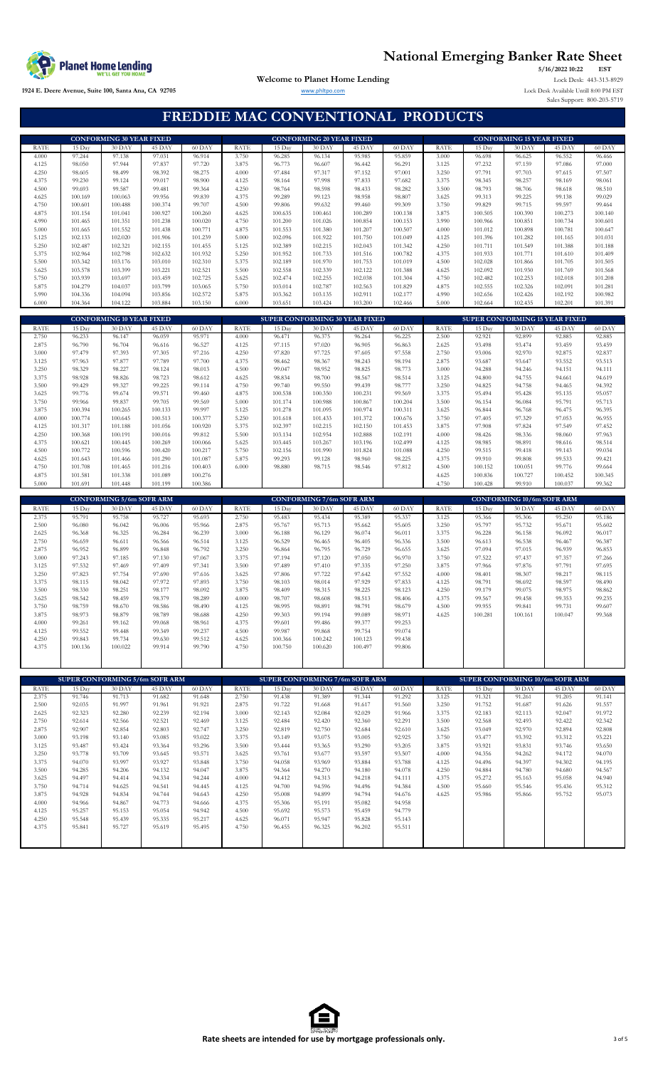# National Emerging Banker Rate Sheet

**5/16/2022 10:22 EST**

**Welcome to Planet Home Lending**

1924 E. Deere Avenue, Suite 100, Santa Ana, CA 92705

www.phltpo.com

Lock Desk: 443-313-8929

Lock Desk Available Untill 8:00 PM EST

Sales Support: 800-203-5719

## FREDDIE MAC CONVENTIONAL PRODUCTS

| CONFORMING 30 YEAR FIXED | | | | | CONFORMING 20 YEAR FIXED | | | | | CONFORMING 15 YEAR FIXED | | | | |
|---|---|---|---|---|---|---|---|---|---|---|---|---|---|---|
| RATE | 15 Day | 30 DAY | 45 DAY | 60 DAY | RATE | 15 Day | 30 DAY | 45 DAY | 60 DAY | RATE | 15 Day | 30 DAY | 45 DAY | 60 DAY |
| 4.000 | 97.244 | 97.138 | 97.031 | 96.914 | 3.750 | 96.285 | 96.134 | 95.985 | 95.859 | 3.000 | 96.698 | 96.625 | 96.552 | 96.466 |
| 4.125 | 98.050 | 97.944 | 97.837 | 97.720 | 3.875 | 96.773 | 96.607 | 96.442 | 96.291 | 3.125 | 97.232 | 97.159 | 97.086 | 97.000 |
| 4.250 | 98.605 | 98.499 | 98.392 | 98.275 | 4.000 | 97.484 | 97.317 | 97.152 | 97.001 | 3.250 | 97.791 | 97.703 | 97.615 | 97.507 |
| 4.375 | 99.230 | 99.124 | 99.017 | 98.900 | 4.125 | 98.164 | 97.998 | 97.833 | 97.682 | 3.375 | 98.345 | 98.257 | 98.169 | 98.061 |
| 4.500 | 99.693 | 99.587 | 99.481 | 99.364 | 4.250 | 98.764 | 98.598 | 98.433 | 98.282 | 3.500 | 98.793 | 98.706 | 98.618 | 98.510 |
| 4.625 | 100.169 | 100.063 | 99.956 | 99.839 | 4.375 | 99.289 | 99.123 | 98.958 | 98.807 | 3.625 | 99.313 | 99.225 | 99.138 | 99.029 |
| 4.750 | 100.601 | 100.488 | 100.374 | 99.707 | 4.500 | 99.806 | 99.632 | 99.460 | 99.309 | 3.750 | 99.829 | 99.715 | 99.597 | 99.464 |
| 4.875 | 101.154 | 101.041 | 100.927 | 100.260 | 4.625 | 100.635 | 100.461 | 100.289 | 100.138 | 3.875 | 100.505 | 100.390 | 100.273 | 100.140 |
| 4.990 | 101.465 | 101.351 | 101.238 | 100.020 | 4.750 | 101.200 | 101.026 | 100.854 | 100.153 | 3.990 | 100.966 | 100.851 | 100.734 | 100.601 |
| 5.000 | 101.665 | 101.552 | 101.438 | 100.771 | 4.875 | 101.553 | 101.380 | 101.207 | 100.507 | 4.000 | 101.012 | 100.898 | 100.781 | 100.647 |
| 5.125 | 102.133 | 102.020 | 101.906 | 101.239 | 5.000 | 102.096 | 101.922 | 101.750 | 101.049 | 4.125 | 101.396 | 101.282 | 101.165 | 101.031 |
| 5.250 | 102.487 | 102.321 | 102.155 | 101.455 | 5.125 | 102.389 | 102.215 | 102.043 | 101.342 | 4.250 | 101.711 | 101.549 | 101.388 | 101.188 |
| 5.375 | 102.964 | 102.798 | 102.632 | 101.932 | 5.250 | 101.952 | 101.733 | 101.516 | 100.782 | 4.375 | 101.933 | 101.771 | 101.610 | 101.409 |
| 5.500 | 103.342 | 103.176 | 103.010 | 102.310 | 5.375 | 102.189 | 101.970 | 101.753 | 101.019 | 4.500 | 102.028 | 101.866 | 101.705 | 101.505 |
| 5.625 | 103.578 | 103.399 | 103.221 | 102.521 | 5.500 | 102.558 | 102.339 | 102.122 | 101.388 | 4.625 | 102.092 | 101.930 | 101.769 | 101.568 |
| 5.750 | 103.939 | 103.697 | 103.459 | 102.725 | 5.625 | 102.474 | 102.255 | 102.038 | 101.304 | 4.750 | 102.482 | 102.253 | 102.018 | 101.208 |
| 5.875 | 104.279 | 104.037 | 103.799 | 103.065 | 5.750 | 103.014 | 102.787 | 102.563 | 101.829 | 4.875 | 102.555 | 102.326 | 102.091 | 101.281 |
| 5.990 | 104.336 | 104.094 | 103.856 | 102.572 | 5.875 | 103.362 | 103.135 | 102.911 | 102.177 | 4.990 | 102.656 | 102.426 | 102.192 | 100.982 |
| 6.000 | 104.364 | 104.122 | 103.884 | 103.150 | 6.000 | 103.651 | 103.424 | 103.200 | 102.466 | 5.000 | 102.664 | 102.435 | 102.201 | 101.391 |

| CONFORMING 10 YEAR FIXED | | | | | SUPER CONFORMING 30 YEAR FIXED | | | | | SUPER CONFORMING 15 YEAR FIXED | | | | |
|---|---|---|---|---|---|---|---|---|---|---|---|---|---|---|
| RATE | 15 Day | 30 DAY | 45 DAY | 60 DAY | RATE | 15 Day | 30 DAY | 45 DAY | 60 DAY | RATE | 15 Day | 30 DAY | 45 DAY | 60 DAY |
| 2.750 | 96.233 | 96.147 | 96.059 | 95.971 | 4.000 | 96.471 | 96.375 | 96.264 | 96.225 | 2.500 | 92.921 | 92.899 | 92.885 | 92.885 |
| 2.875 | 96.790 | 96.704 | 96.616 | 96.527 | 4.125 | 97.115 | 97.020 | 96.905 | 96.863 | 2.625 | 93.498 | 93.474 | 93.459 | 93.459 |
| 3.000 | 97.479 | 97.393 | 97.305 | 97.216 | 4.250 | 97.820 | 97.725 | 97.605 | 97.558 | 2.750 | 93.006 | 92.970 | 92.875 | 92.837 |
| 3.125 | 97.963 | 97.877 | 97.789 | 97.700 | 4.375 | 98.462 | 98.367 | 98.243 | 98.194 | 2.875 | 93.687 | 93.647 | 93.552 | 93.513 |
| 3.250 | 98.329 | 98.227 | 98.124 | 98.013 | 4.500 | 99.047 | 98.952 | 98.825 | 98.773 | 3.000 | 94.288 | 94.246 | 94.151 | 94.111 |
| 3.375 | 98.928 | 98.826 | 98.723 | 98.612 | 4.625 | 98.834 | 98.700 | 98.567 | 98.514 | 3.125 | 94.800 | 94.755 | 94.661 | 94.619 |
| 3.500 | 99.429 | 99.327 | 99.225 | 99.114 | 4.750 | 99.740 | 99.550 | 99.439 | 98.777 | 3.250 | 94.825 | 94.758 | 94.465 | 94.392 |
| 3.625 | 99.776 | 99.674 | 99.571 | 99.460 | 4.875 | 100.538 | 100.350 | 100.231 | 99.569 | 3.375 | 95.494 | 95.428 | 95.135 | 95.057 |
| 3.750 | 99.966 | 99.837 | 99.705 | 99.569 | 5.000 | 101.174 | 100.988 | 100.867 | 100.204 | 3.500 | 96.154 | 96.084 | 95.791 | 95.713 |
| 3.875 | 100.394 | 100.265 | 100.133 | 99.997 | 5.125 | 101.278 | 101.095 | 100.974 | 100.311 | 3.625 | 96.844 | 96.768 | 96.475 | 96.395 |
| 4.000 | 100.774 | 100.645 | 100.513 | 100.377 | 5.250 | 101.618 | 101.433 | 101.372 | 100.676 | 3.750 | 97.405 | 97.329 | 97.053 | 96.955 |
| 4.125 | 101.317 | 101.188 | 101.056 | 100.920 | 5.375 | 102.397 | 102.215 | 102.150 | 101.453 | 3.875 | 97.908 | 97.824 | 97.549 | 97.452 |
| 4.250 | 100.368 | 100.191 | 100.016 | 99.812 | 5.500 | 103.134 | 102.954 | 102.888 | 102.191 | 4.000 | 98.426 | 98.336 | 98.060 | 97.963 |
| 4.375 | 100.621 | 100.445 | 100.269 | 100.066 | 5.625 | 103.445 | 103.267 | 103.196 | 102.499 | 4.125 | 98.985 | 98.891 | 98.616 | 98.514 |
| 4.500 | 100.772 | 100.596 | 100.420 | 100.217 | 5.750 | 102.156 | 101.990 | 101.824 | 101.088 | 4.250 | 99.515 | 99.418 | 99.143 | 99.034 |
| 4.625 | 101.643 | 101.466 | 101.290 | 101.087 | 5.875 | 99.293 | 99.128 | 98.960 | 98.225 | 4.375 | 99.910 | 99.808 | 99.533 | 99.421 |
| 4.750 | 101.708 | 101.465 | 101.216 | 100.403 | 6.000 | 98.880 | 98.715 | 98.546 | 97.812 | 4.500 | 100.152 | 100.051 | 99.776 | 99.664 |
| 4.875 | 101.581 | 101.338 | 101.089 | 100.276 | | | | | | 4.625 | 100.836 | 100.727 | 100.452 | 100.345 |
| 5.000 | 101.691 | 101.448 | 101.199 | 100.386 | | | | | | 4.750 | 100.428 | 99.910 | 100.037 | 99.362 |

| CONFORMING 5/6m SOFR ARM | | | | | CONFORMING 7/6m SOFR ARM | | | | | CONFORMING 10/6m SOFR ARM | | | | |
|---|---|---|---|---|---|---|---|---|---|---|---|---|---|---|
| RATE | 15 Day | 30 DAY | 45 DAY | 60 DAY | RATE | 15 Day | 30 DAY | 45 DAY | 60 DAY | RATE | 15 Day | 30 DAY | 45 DAY | 60 DAY |
| 2.375 | 95.791 | 95.758 | 95.727 | 95.693 | 2.750 | 95.483 | 95.434 | 95.389 | 95.337 | 3.125 | 95.366 | 95.306 | 95.250 | 95.186 |
| 2.500 | 96.080 | 96.042 | 96.006 | 95.966 | 2.875 | 95.767 | 95.713 | 95.662 | 95.605 | 3.250 | 95.797 | 95.732 | 95.671 | 95.602 |
| 2.625 | 96.368 | 96.325 | 96.284 | 96.239 | 3.000 | 96.188 | 96.129 | 96.074 | 96.011 | 3.375 | 96.228 | 96.158 | 96.092 | 96.017 |
| 2.750 | 96.659 | 96.611 | 96.566 | 96.514 | 3.125 | 96.529 | 96.465 | 96.405 | 96.336 | 3.500 | 96.613 | 96.538 | 96.467 | 96.387 |
| 2.875 | 96.952 | 96.899 | 96.848 | 96.792 | 3.250 | 96.864 | 96.795 | 96.729 | 96.655 | 3.625 | 97.094 | 97.015 | 96.939 | 96.853 |
| 3.000 | 97.243 | 97.185 | 97.130 | 97.067 | 3.375 | 97.194 | 97.120 | 97.050 | 96.970 | 3.750 | 97.522 | 97.437 | 97.357 | 97.266 |
| 3.125 | 97.532 | 97.469 | 97.409 | 97.341 | 3.500 | 97.489 | 97.410 | 97.335 | 97.250 | 3.875 | 97.966 | 97.876 | 97.791 | 97.695 |
| 3.250 | 97.823 | 97.754 | 97.690 | 97.616 | 3.625 | 97.806 | 97.722 | 97.642 | 97.552 | 4.000 | 98.401 | 98.307 | 98.217 | 98.115 |
| 3.375 | 98.115 | 98.042 | 97.972 | 97.893 | 3.750 | 98.103 | 98.014 | 97.929 | 97.833 | 4.125 | 98.791 | 98.692 | 98.597 | 98.490 |
| 3.500 | 98.330 | 98.251 | 98.177 | 98.092 | 3.875 | 98.409 | 98.315 | 98.225 | 98.123 | 4.250 | 99.179 | 99.075 | 98.975 | 98.862 |
| 3.625 | 98.542 | 98.459 | 98.379 | 98.289 | 4.000 | 98.707 | 98.608 | 98.513 | 98.406 | 4.375 | 99.567 | 99.458 | 99.353 | 99.235 |
| 3.750 | 98.759 | 98.670 | 98.586 | 98.490 | 4.125 | 98.995 | 98.891 | 98.791 | 98.679 | 4.500 | 99.955 | 99.841 | 99.731 | 99.607 |
| 3.875 | 98.973 | 98.879 | 98.789 | 98.688 | 4.250 | 99.303 | 99.194 | 99.089 | 98.971 | 4.625 | 100.281 | 100.161 | 100.047 | 99.368 |
| 4.000 | 99.261 | 99.162 | 99.068 | 98.961 | 4.375 | 99.601 | 99.486 | 99.377 | 99.253 | | | | | |
| 4.125 | 99.552 | 99.448 | 99.349 | 99.237 | 4.500 | 99.987 | 99.868 | 99.754 | 99.074 | | | | | |
| 4.250 | 99.843 | 99.734 | 99.630 | 99.512 | 4.625 | 100.366 | 100.242 | 100.123 | 99.438 | | | | | |
| 4.375 | 100.136 | 100.022 | 99.914 | 99.790 | 4.750 | 100.750 | 100.620 | 100.497 | 99.806 | | | | | |

| SUPER CONFORMING 5/6m SOFR ARM | | | | | SUPER CONFORMING 7/6m SOFR ARM | | | | | SUPER CONFORMING 10/6m SOFR ARM | | | | |
|---|---|---|---|---|---|---|---|---|---|---|---|---|---|---|
| RATE | 15 Day | 30 DAY | 45 DAY | 60 DAY | RATE | 15 Day | 30 DAY | 45 DAY | 60 DAY | RATE | 15 Day | 30 DAY | 45 DAY | 60 DAY |
| 2.375 | 91.746 | 91.713 | 91.682 | 91.648 | 2.750 | 91.438 | 91.389 | 91.344 | 91.292 | 3.125 | 91.321 | 91.261 | 91.205 | 91.141 |
| 2.500 | 92.035 | 91.997 | 91.961 | 91.921 | 2.875 | 91.722 | 91.668 | 91.617 | 91.560 | 3.250 | 91.752 | 91.687 | 91.626 | 91.557 |
| 2.625 | 92.323 | 92.280 | 92.239 | 92.194 | 3.000 | 92.143 | 92.084 | 92.029 | 91.966 | 3.375 | 92.183 | 92.113 | 92.047 | 91.972 |
| 2.750 | 92.614 | 92.566 | 92.521 | 92.469 | 3.125 | 92.484 | 92.420 | 92.360 | 92.291 | 3.500 | 92.568 | 92.493 | 92.422 | 92.342 |
| 2.875 | 92.907 | 92.854 | 92.803 | 92.747 | 3.250 | 92.819 | 92.750 | 92.684 | 92.610 | 3.625 | 93.049 | 92.970 | 92.894 | 92.808 |
| 3.000 | 93.198 | 93.140 | 93.085 | 93.022 | 3.375 | 93.149 | 93.075 | 93.005 | 92.925 | 3.750 | 93.477 | 93.392 | 93.312 | 93.221 |
| 3.125 | 93.487 | 93.424 | 93.364 | 93.296 | 3.500 | 93.444 | 93.365 | 93.290 | 93.205 | 3.875 | 93.921 | 93.831 | 93.746 | 93.650 |
| 3.250 | 93.778 | 93.709 | 93.645 | 93.571 | 3.625 | 93.761 | 93.677 | 93.597 | 93.507 | 4.000 | 94.356 | 94.262 | 94.172 | 94.070 |
| 3.375 | 94.070 | 93.997 | 93.927 | 93.848 | 3.750 | 94.058 | 93.969 | 93.884 | 93.788 | 4.125 | 94.496 | 94.397 | 94.302 | 94.195 |
| 3.500 | 94.285 | 94.206 | 94.132 | 94.047 | 3.875 | 94.364 | 94.270 | 94.180 | 94.078 | 4.250 | 94.884 | 94.780 | 94.680 | 94.567 |
| 3.625 | 94.497 | 94.414 | 94.334 | 94.244 | 4.000 | 94.412 | 94.313 | 94.218 | 94.111 | 4.375 | 95.272 | 95.163 | 95.058 | 94.940 |
| 3.750 | 94.714 | 94.625 | 94.541 | 94.445 | 4.125 | 94.700 | 94.596 | 94.496 | 94.384 | 4.500 | 95.660 | 95.546 | 95.436 | 95.312 |
| 3.875 | 94.928 | 94.834 | 94.744 | 94.643 | 4.250 | 95.008 | 94.899 | 94.794 | 94.676 | 4.625 | 95.986 | 95.866 | 95.752 | 95.073 |
| 4.000 | 94.966 | 94.867 | 94.773 | 94.666 | 4.375 | 95.306 | 95.191 | 95.082 | 94.958 | | | | | |
| 4.125 | 95.257 | 95.153 | 95.054 | 94.942 | 4.500 | 95.692 | 95.573 | 95.459 | 94.779 | | | | | |
| 4.250 | 95.548 | 95.439 | 95.335 | 95.217 | 4.625 | 96.071 | 95.947 | 95.828 | 95.143 | | | | | |
| 4.375 | 95.841 | 95.727 | 95.619 | 95.495 | 4.750 | 96.455 | 96.325 | 96.202 | 95.511 | | | | | |

**Rate sheets are intended for use by mortgage professionals only.**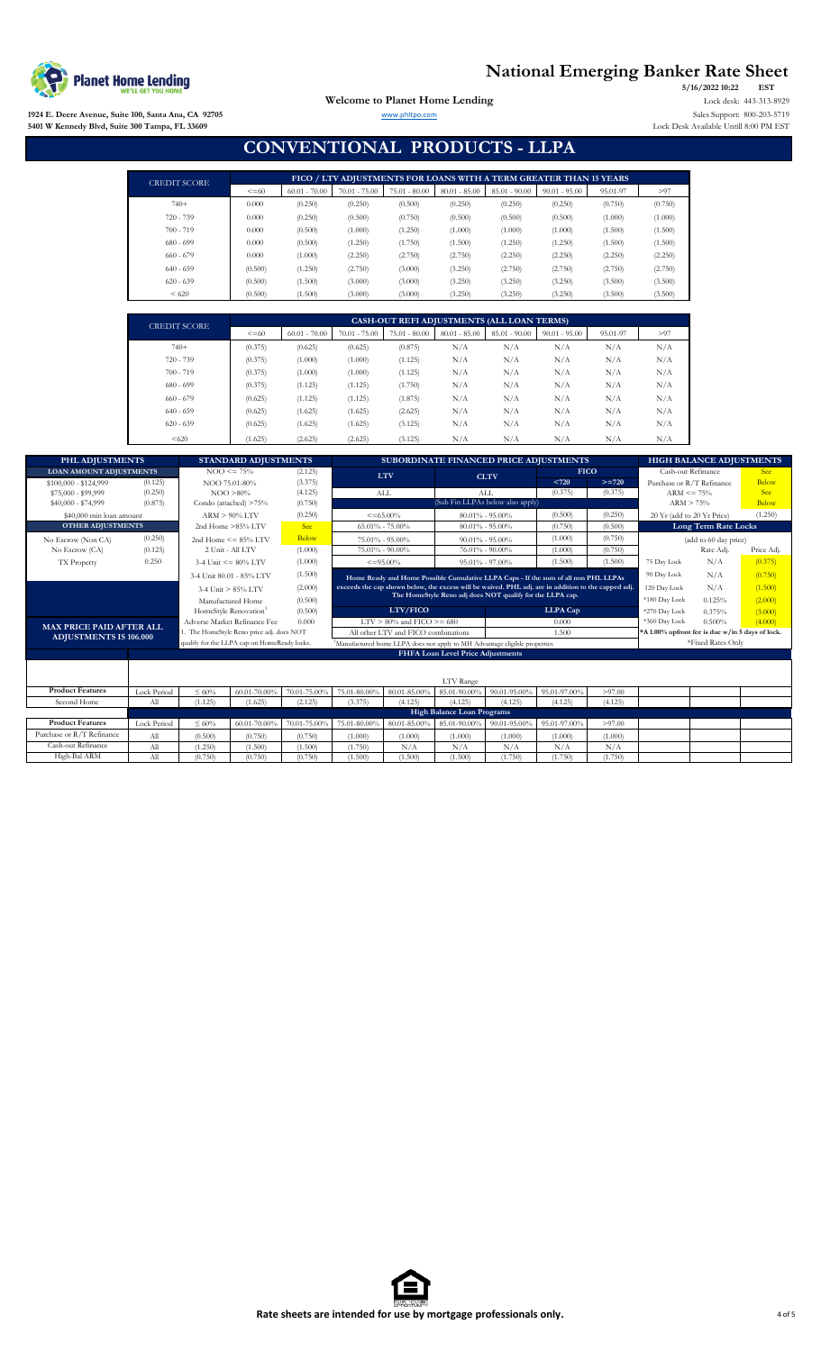# National Emerging Banker Rate Sheet

5/16/2022 10:22 EST

**Welcome to Planet Home Lending**

Lock desk: 443-313-8929
Sales Support: 800-203-5719
Lock Desk Available Untill 8:00 PM EST

1924 E. Deere Avenue, Suite 100, Santa Ana, CA 92705
5401 W Kennedy Blvd, Suite 300 Tampa, FL 33609

www.phltpo.com

# CONVENTIONAL PRODUCTS - LLPA

| CREDIT SCORE | FICO / LTV ADJUSTMENTS FOR LOANS WITH A TERM GREATER THAN 15 YEARS | | | | | | | | |
|---|---|---|---|---|---|---|---|---|---|
| | <=60 | 60.01 - 70.00 | 70.01 - 75.00 | 75.01 - 80.00 | 80.01 - 85.00 | 85.01 - 90.00 | 90.01 - 95.00 | 95.01-97 | >97 |
| 740+ | 0.000 | (0.250) | (0.250) | (0.500) | (0.250) | (0.250) | (0.250) | (0.750) | (0.750) |
| 720 - 739 | 0.000 | (0.250) | (0.500) | (0.750) | (0.500) | (0.500) | (0.500) | (1.000) | (1.000) |
| 700 - 719 | 0.000 | (0.500) | (1.000) | (1.250) | (1.000) | (1.000) | (1.000) | (1.500) | (1.500) |
| 680 - 699 | 0.000 | (0.500) | (1.250) | (1.750) | (1.500) | (1.250) | (1.250) | (1.500) | (1.500) |
| 660 - 679 | 0.000 | (1.000) | (2.250) | (2.750) | (2.750) | (2.250) | (2.250) | (2.250) | (2.250) |
| 640 - 659 | (0.500) | (1.250) | (2.750) | (3.000) | (3.250) | (2.750) | (2.750) | (2.750) | (2.750) |
| 620 - 639 | (0.500) | (1.500) | (3.000) | (3.000) | (3.250) | (3.250) | (3.250) | (3.500) | (3.500) |
| < 620 | (0.500) | (1.500) | (3.000) | (3.000) | (3.250) | (3.250) | (3.250) | (3.500) | (3.500) |

| CREDIT SCORE | CASH-OUT REFI ADJUSTMENTS (ALL LOAN TERMS) | | | | | | | | |
|---|---|---|---|---|---|---|---|---|---|
| | <=60 | 60.01 - 70.00 | 70.01 - 75.00 | 75.01 - 80.00 | 80.01 - 85.00 | 85.01 - 90.00 | 90.01 - 95.00 | 95.01-97 | >97 |
| 740+ | (0.375) | (0.625) | (0.625) | (0.875) | N/A | N/A | N/A | N/A | N/A |
| 720 - 739 | (0.375) | (1.000) | (1.000) | (1.125) | N/A | N/A | N/A | N/A | N/A |
| 700 - 719 | (0.375) | (1.000) | (1.000) | (1.125) | N/A | N/A | N/A | N/A | N/A |
| 680 - 699 | (0.375) | (1.125) | (1.125) | (1.750) | N/A | N/A | N/A | N/A | N/A |
| 660 - 679 | (0.625) | (1.125) | (1.125) | (1.875) | N/A | N/A | N/A | N/A | N/A |
| 640 - 659 | (0.625) | (1.625) | (1.625) | (2.625) | N/A | N/A | N/A | N/A | N/A |
| 620 - 639 | (0.625) | (1.625) | (1.625) | (3.125) | N/A | N/A | N/A | N/A | N/A |
| <620 | (1.625) | (2.625) | (2.625) | (3.125) | N/A | N/A | N/A | N/A | N/A |

## PHL ADJUSTMENTS

| LOAN AMOUNT ADJUSTMENTS | |
|---|---|
| $100,000 - $124,999 | (0.125) |
| $75,000 - $99,999 | (0.250) |
| $40,000 - $74,999 | (0.875) |
| $40,000 min loan amount | |
| **OTHER ADJUSTMENTS** | |
| No Escrow (Non CA) | (0.250) |
| No Escrow (CA) | (0.125) |
| TX Property | 0.250 |

**MAX PRICE PAID AFTER ALL ADJUSTMENTS IS 106.000**

## STANDARD ADJUSTMENTS

| | |
|---|---|
| NOO <= 75% | (2.125) |
| NOO 75.01-80% | (3.375) |
| NOO >80% | (4.125) |
| Condo (attached) >75% | (0.750) |
| ARM > 90% LTV | (0.250) |
| 2nd Home >85% LTV | See |
| 2nd Home <= 85% LTV | Below |
| 2 Unit - All LTV | (1.000) |
| 3-4 Unit <= 80% LTV | (1.000) |
| 3-4 Unit 80.01 - 85% LTV | (1.500) |
| 3-4 Unit > 85% LTV | (2.000) |
| Manufactured Home | (0.500) |
| HomeStyle Renovation[1] | (0.500) |
| Adverse Market Refinance Fee | 0.000 |

1. The HomeStyle Reno price adj. does NOT qualify for the LLPA cap on HomeReady locks.

## SUBORDINATE FINANCED PRICE ADJUSTMENTS

| LTV | CLTV | FICO <720 | FICO >=720 |
|---|---|---|---|
| ALL | ALL | (0.375) | (0.375) |
| | (Sub Fin LLPAs below also apply) | | |
| <=65.00% | 80.01% - 95.00% | (0.500) | (0.250) |
| 65.01% - 75.00% | 80.01% - 95.00% | (0.750) | (0.500) |
| 75.01% - 95.00% | 90.01% - 95.00% | (1.000) | (0.750) |
| 75.01% - 90.00% | 76.01% - 90.00% | (1.000) | (0.750) |
| <=95.00% | 95.01% - 97.00% | (1.500) | (1.500) |

**Home Ready and Home Possible Cumulative LLPA Caps - If the sum of all non PHL LLPAs exceeds the cap shown below, the excess will be waived. PHL adj. are in addition to the capped adj. The HomeStyle Reno adj does NOT qualify for the LLPA cap.**

| LTV/FICO | LLPA Cap |
|---|---|
| LTV > 80% and FICO >= 680 | 0.000 |
| All other LTV and FICO combinations | 1.500 |

[1]Manufactured home LLPA does not apply to MH Advantage eligible properties

## HIGH BALANCE ADJUSTMENTS

| | |
|---|---|
| Cash-out Refinance | See |
| Purchase or R/T Refinance | Below |
| ARM <= 75% | See |
| ARM > 75% | Below |
| 20 Yr (add to 20 Yr Price) | (1.250) |

**Long Term Rate Locks**

(add to 60 day price)

| | Rate Adj. | Price Adj. |
|---|---|---|
| 75 Day Lock | N/A | (0.375) |
| 90 Day Lock | N/A | (0.750) |
| 120 Day Lock | N/A | (1.500) |
| *180 Day Lock | 0.125% | (2.000) |
| *270 Day Lock | 0.375% | (3.000) |
| *360 Day Lock | 0.500% | (4.000) |

*A 1.00% upfront fee is due w/in 5 days of lock.

*Fixed Rates Only

## FHFA Loan Level Price Adjustments

| Product Features | Lock Period | ≤ 60% | 60.01-70.00% | 70.01-75.00% | 75.01-80.00% | 80.01-85.00% | 85.01-90.00% | 90.01-95.00% | 95.01-97.00% | >97.00 |
|---|---|---|---|---|---|---|---|---|---|---|
| Second Home | All | (1.125) | (1.625) | (2.125) | (3.375) | (4.125) | (4.125) | (4.125) | (4.125) | (4.125) |

**High Balance Loan Programs**

| Product Features | Lock Period | ≤ 60% | 60.01-70.00% | 70.01-75.00% | 75.01-80.00% | 80.01-85.00% | 85.01-90.00% | 90.01-95.00% | 95.01-97.00% | >97.00 |
|---|---|---|---|---|---|---|---|---|---|---|
| Purchase or R/T Refinance | All | (0.500) | (0.750) | (0.750) | (1.000) | (1.000) | (1.000) | (1.000) | (1.000) | (1.000) |
| Cash-out Refinance | All | (1.250) | (1.500) | (1.500) | (1.750) | N/A | N/A | N/A | N/A | N/A |
| High-Bal ARM | All | (0.750) | (0.750) | (0.750) | (1.500) | (1.500) | (1.500) | (1.750) | (1.750) | (1.750) |

**Rate sheets are intended for use by mortgage professionals only.**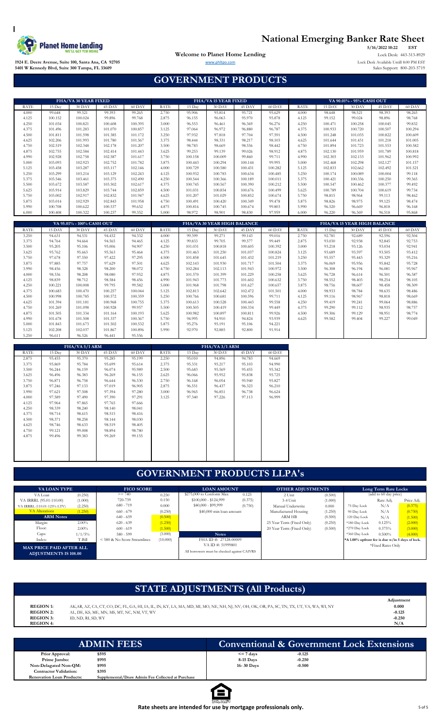Planet Home Lending
WE'LL GET YOU HOME

# National Emerging Banker Rate Sheet

**5/16/2022 10:22 EST**

**Welcome to Planet Home Lending**

Lock Desk: 443-313-8929

**1924 E. Deere Avenue, Suite 100, Santa Ana, CA 92705**
**5401 W Kennedy Blvd, Suite 300 Tampa, FL 33609**

www.phltpo.com

Lock Desk Available Untill 8:00 PM EST
Sales Support: 800-203-5719

## GOVERNMENT PRODUCTS

| FHA/VA 30 YEAR FIXED | | | | | FHA/VA 15 YEAR FIXED | | | | | VA 90.01% - 95% CASH OUT | | | | |
|---|---|---|---|---|---|---|---|---|---|---|---|---|---|---|
| RATE | 15 Day | 30 DAY | 45 DAY | 60 DAY | RATE | 15 Day | 30 DAY | 45 DAY | 60 DAY | RATE | 15 DAY | 30 DAY | 45 DAY | 60 DAY |
| 4.000 | 99.648 | 99.521 | 99.393 | 99.265 | 2.750 | 95.906 | 95.814 | 95.721 | 95.629 | 4.000 | 98.648 | 98.521 | 98.393 | 98.265 |
| 4.125 | 100.152 | 100.024 | 99.896 | 99.768 | 2.875 | 96.155 | 96.063 | 95.970 | 95.878 | 4.125 | 99.152 | 99.024 | 98.896 | 98.768 |
| 4.250 | 101.034 | 100.821 | 100.608 | 100.395 | 3.000 | 96.553 | 96.461 | 96.369 | 96.276 | 4.250 | 100.471 | 100.258 | 100.045 | 99.832 |
| 4.375 | 101.496 | 101.283 | 101.070 | 100.857 | 3.125 | 97.064 | 96.972 | 96.880 | 96.787 | 4.375 | 100.933 | 100.720 | 100.507 | 100.294 |
| 4.500 | 101.811 | 101.598 | 101.385 | 101.172 | 3.250 | 97.932 | 97.818 | 97.704 | 97.591 | 4.500 | 101.248 | 101.035 | 100.822 | 100.609 |
| 4.625 | 102.206 | 101.993 | 101.780 | 101.567 | 3.375 | 98.444 | 98.331 | 98.217 | 98.103 | 4.625 | 101.644 | 101.431 | 101.218 | 101.005 |
| 4.750 | 102.519 | 102.348 | 102.178 | 101.207 | 3.500 | 98.783 | 98.669 | 98.556 | 98.442 | 4.750 | 101.894 | 101.723 | 101.553 | 100.582 |
| 4.875 | 102.755 | 102.584 | 102.414 | 101.443 | 3.625 | 99.253 | 99.139 | 99.026 | 98.912 | 4.875 | 102.130 | 101.959 | 101.789 | 100.818 |
| 4.990 | 102.928 | 102.758 | 102.587 | 101.617 | 3.750 | 100.158 | 100.009 | 99.860 | 99.711 | 4.990 | 102.303 | 102.133 | 101.962 | 100.992 |
| 5.000 | 103.093 | 102.923 | 102.752 | 101.782 | 3.875 | 100.443 | 100.294 | 100.144 | 99.995 | 5.000 | 102.468 | 102.298 | 102.127 | 101.157 |
| 5.125 | 103.458 | 103.287 | 103.117 | 102.146 | 4.000 | 100.729 | 100.580 | 100.431 | 100.282 | 5.125 | 102.833 | 102.662 | 102.492 | 101.521 |
| 5.250 | 103.299 | 103.214 | 103.129 | 102.243 | 4.125 | 100.932 | 100.783 | 100.634 | 100.485 | 5.250 | 100.174 | 100.089 | 100.004 | 99.118 |
| 5.375 | 103.546 | 103.461 | 103.375 | 102.490 | 4.250 | 100.544 | 100.366 | 100.189 | 100.011 | 5.375 | 100.421 | 100.336 | 100.250 | 99.365 |
| 5.500 | 103.672 | 103.587 | 103.502 | 102.617 | 4.375 | 100.745 | 100.567 | 100.390 | 100.212 | 5.500 | 100.547 | 100.462 | 100.377 | 99.492 |
| 5.625 | 103.914 | 103.829 | 103.744 | 102.859 | 4.500 | 101.031 | 100.854 | 100.676 | 100.499 | 5.625 | 100.789 | 100.704 | 100.619 | 99.734 |
| 5.750 | 103.002 | 102.917 | 102.832 | 101.947 | 4.625 | 101.207 | 101.029 | 100.852 | 100.674 | 5.750 | 98.815 | 98.964 | 99.113 | 98.462 |
| 5.875 | 103.014 | 102.929 | 102.843 | 101.958 | 4.750 | 100.491 | 100.420 | 100.349 | 99.478 | 5.875 | 98.826 | 98.975 | 99.125 | 98.474 |
| 5.990 | 100.708 | 100.622 | 100.537 | 99.652 | 4.875 | 100.816 | 100.745 | 100.674 | 99.803 | 5.990 | 96.520 | 96.669 | 96.818 | 96.168 |
| 6.000 | 100.408 | 100.322 | 100.237 | 99.352 | 5.000 | 98.972 | 98.901 | 98.830 | 97.959 | 6.000 | 96.220 | 96.369 | 96.518 | 95.868 |

| VA 95.01% - 100% CASH OUT | | | | | FHA/VA 30 YEAR HIGH BALANCE | | | | | FHA/VA 15 YEAR HIGH BALANCE | | | | |
|---|---|---|---|---|---|---|---|---|---|---|---|---|---|---|
| RATE | 15 DAY | 30 DAY | 45 DAY | 60 DAY | RATE | 15 Day | 30 DAY | 45 DAY | 60 DAY | RATE | 15 Day | 30 DAY | 45 DAY | 60 DAY |
| 3.250 | 94.631 | 94.531 | 94.432 | 94.332 | 4.000 | 99.399 | 99.271 | 99.143 | 99.016 | 2.750 | 92.781 | 92.689 | 92.596 | 92.504 |
| 3.375 | 94.764 | 94.664 | 94.565 | 94.465 | 4.125 | 99.833 | 99.705 | 99.577 | 99.449 | 2.875 | 93.030 | 92.938 | 92.845 | 92.753 |
| 3.500 | 95.205 | 95.106 | 95.006 | 94.907 | 4.250 | 101.031 | 100.818 | 100.605 | 100.392 | 3.000 | 93.218 | 93.126 | 93.034 | 92.941 |
| 3.625 | 95.762 | 95.663 | 95.563 | 95.464 | 4.375 | 101.463 | 101.250 | 101.037 | 100.824 | 3.125 | 93.689 | 93.597 | 93.505 | 93.412 |
| 3.750 | 97.678 | 97.550 | 97.422 | 97.295 | 4.500 | 101.858 | 101.645 | 101.432 | 101.219 | 3.250 | 95.557 | 95.443 | 95.329 | 95.216 |
| 3.875 | 97.885 | 97.757 | 97.629 | 97.501 | 4.625 | 102.143 | 101.930 | 101.717 | 101.504 | 3.375 | 96.069 | 95.956 | 95.842 | 95.728 |
| 3.990 | 98.456 | 98.328 | 98.200 | 98.072 | 4.750 | 102.284 | 102.113 | 101.943 | 100.972 | 3.500 | 96.308 | 96.194 | 96.081 | 95.967 |
| 4.000 | 98.336 | 98.208 | 98.080 | 97.952 | 4.875 | 101.570 | 101.399 | 101.229 | 100.258 | 3.625 | 96.728 | 96.614 | 96.501 | 96.387 |
| 4.125 | 98.839 | 98.712 | 98.584 | 98.456 | 4.990 | 101.943 | 101.773 | 101.602 | 100.632 | 3.750 | 98.552 | 98.403 | 98.254 | 98.105 |
| 4.250 | 100.221 | 100.008 | 99.795 | 99.582 | 5.000 | 101.968 | 101.798 | 101.627 | 100.657 | 3.875 | 98.756 | 98.607 | 98.458 | 98.309 |
| 4.375 | 100.683 | 100.470 | 100.257 | 100.044 | 5.125 | 102.813 | 102.642 | 102.472 | 101.501 | 4.000 | 98.933 | 98.784 | 98.635 | 98.486 |
| 4.500 | 100.998 | 100.785 | 100.572 | 100.359 | 5.250 | 100.766 | 100.681 | 100.596 | 99.711 | 4.125 | 99.116 | 98.967 | 98.818 | 98.669 |
| 4.625 | 101.394 | 101.181 | 100.968 | 100.755 | 5.375 | 100.613 | 100.528 | 100.443 | 99.558 | 4.250 | 99.419 | 99.241 | 99.064 | 98.886 |
| 4.750 | 101.269 | 101.098 | 100.928 | 99.957 | 5.500 | 100.505 | 100.419 | 100.334 | 99.449 | 4.375 | 99.290 | 99.112 | 98.935 | 98.757 |
| 4.875 | 101.505 | 101.334 | 101.164 | 100.193 | 5.625 | 100.982 | 100.897 | 100.811 | 99.926 | 4.500 | 99.306 | 99.129 | 98.951 | 98.774 |
| 4.990 | 101.678 | 101.508 | 101.337 | 100.367 | 5.750 | 94.995 | 94.910 | 94.824 | 93.939 | 4.625 | 99.582 | 99.404 | 99.227 | 99.049 |
| 5.000 | 101.843 | 101.673 | 101.502 | 100.532 | 5.875 | 95.276 | 95.191 | 95.106 | 94.221 | | | | | |
| 5.125 | 102.208 | 102.037 | 101.867 | 100.896 | 5.990 | 92.970 | 92.885 | 92.800 | 91.914 | | | | | |
| 5.250 | 96.611 | 96.526 | 96.441 | 95.556 | | | | | | | | | | |

| FHA/VA 5/1 ARM | | | | | FHA/VA 3/1 ARM | | | | |
|---|---|---|---|---|---|---|---|---|---|
| RATE | 15 Day | 30 DAY | 45 DAY | 60 DAY | RATE | 15 Day | 30 DAY | 45 DAY | 60 DAY |
| 2.875 | 95.455 | 95.370 | 95.285 | 95.199 | 2.250 | 95.010 | 94.896 | 94.783 | 94.669 |
| 3.375 | 95.869 | 95.784 | 95.699 | 95.614 | 2.375 | 95.331 | 95.217 | 95.103 | 94.990 |
| 3.500 | 96.244 | 96.159 | 96.074 | 95.989 | 2.500 | 95.683 | 95.569 | 95.455 | 95.342 |
| 3.625 | 96.496 | 96.383 | 96.269 | 96.155 | 2.625 | 96.066 | 95.952 | 95.838 | 95.725 |
| 3.750 | 96.871 | 96.758 | 96.644 | 96.530 | 2.750 | 96.168 | 96.054 | 95.940 | 95.827 |
| 3.875 | 97.246 | 97.133 | 97.019 | 96.905 | 2.875 | 96.551 | 96.437 | 96.323 | 96.210 |
| 3.990 | 97.621 | 97.508 | 97.394 | 97.280 | 3.000 | 96.965 | 96.851 | 96.738 | 96.624 |
| 4.000 | 97.589 | 97.490 | 97.390 | 97.291 | 3.125 | 97.340 | 97.226 | 97.113 | 96.999 |
| 4.125 | 97.964 | 97.865 | 97.765 | 97.666 | | | | | |
| 4.250 | 98.339 | 98.240 | 98.140 | 98.041 | | | | | |
| 4.375 | 98.714 | 98.615 | 98.515 | 98.416 | | | | | |
| 4.500 | 98.371 | 98.258 | 98.144 | 98.030 | | | | | |
| 4.625 | 98.746 | 98.633 | 98.519 | 98.405 | | | | | |
| 4.750 | 99.121 | 99.008 | 98.894 | 98.780 | | | | | |
| 4.875 | 99.496 | 99.383 | 99.269 | 99.155 | | | | | |

## GOVERNMENT PRODUCTS LLPA's

| VA LOAN TYPE | | FICO SCORE | | LOAN AMOUNT | | OTHER ADJUSTMENTS | | Long Term Rate Locks | | |
|---|---|---|---|---|---|---|---|---|---|---|
| VA Loan | (0.250) | >= 740 | 0.250 | $275,000 to Conform Max | 0.125 | 2 Unit | (0.500) | (add to 60 day price) | | |
| VA IRRRL (95.01-110.00) | (1.000) | 720-739 | 0.150 | $100,000 - $124,999 | (0.375) | 3-4 Unit | (1.000) | | Rate Adj. | Price Adj. |
| VA IRRRL (110.01-125% LTV) | (2.250) | 680 - 719 | 0.000 | $40,000 - $99,999 | (0.750) | Manual Underwrite | 0.000 | 75 Day Lock | N/A | (0.375) |
| VA Alterations | (1.250) | 660 - 679 | (0.250) | $40,000 min loan amount | | Manufactured Housing | (1.250) | 90 Day Lock | N/A | (0.750) |
| **ARM Notes** | | 640 - 659 | (0.500) | | | ARM HB | (0.500) | 120 Day Lock | N/A | (1.500) |
| Margin: | 2.00% | 620 - 639 | (1.250) | | | 25 Year Term (Fixed Only) | (0.250) | *180 Day Lock | 0.125% | (2.000) |
| Floor: | 2.00% | 600 - 619 | (1.500) | | | 20 Year Term (Fixed Only) | (0.500) | *270 Day Lock | 0.375% | (3.000) |
| Caps: | 1/1/5% | 580 - 599 | (3.000) | **Notes** | | | | *360 Day Lock | 0.500% | (4.000) |
| Index: | T-Bill | < 580 & No Score Streamlines | (10.000) | FHA ID #: 27128-00009 | | | | *A 1.00% upfront fee is due w/in 5 days of lock. | | |
| **MAX PRICE PAID AFTER ALL ADJUSTMENTS IS 108.00** | | | | VA ID #: 51999801 | | | | *Fixed Rates Only | | |
| | | | | All borrowers must be checked against CAIVRS | | | | | | |

## STATE ADJUSTMENTS (All Products)

| | | Adjustment |
|---|---|---|
| **REGION 1:** | AK,AR, AZ, CA, CT, CO, DC, FL, GA, HI, IA, IL, IN, KY, LA, MA, MD, MI, MO, NE, NH, NJ, NV, OH, OK, OR, PA, SC, TN, TX, UT, VA, WA, WI, NY | **0.000** |
| **REGION 2:** | AL, DE, KS, ME, MN, MS, MT, NC, NM, VT, WV | **-0.125** |
| **REGION 3:** | ID, ND, RI, SD, WY | **-0.250** |
| **REGION 4:** | | **N/A** |

| ADMIN FEES | | Conventional & Government Lock Extensions | |
|---|---|---|---|
| **Prior Approval:** | $595 | <= 7 days | -0.125 |
| **Prime Jumbo:** | $995 | 8-15 Days | -0.250 |
| **Non-Delegated Non-QM:** | $995 | 16- 30 Days | -0.500 |
| **Contractor Validation:** | $395 | | |
| **Renovation Loan Products:** | Supplemental/Draw Admin Fee Collected at Purchase | | |

**Rate sheets are intended for use by mortgage professionals only.**